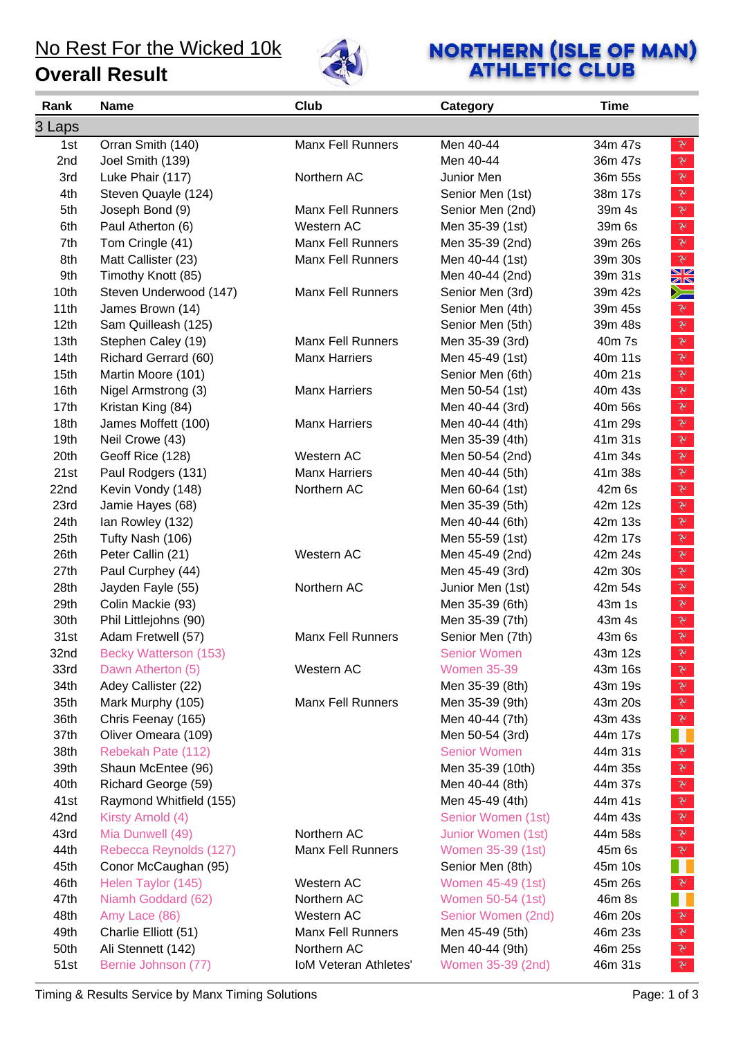# No Rest For the Wicked 10k

## Overall Result

NORTHERN (ISLE OF MAN) ATHLETIC CLUB

| Rank | Name | Club | Category | Time |
|---|---|---|---|---|
| **3 Laps** | | | | |
| 1st | Orran Smith (140) | Manx Fell Runners | Men 40-44 | 34m 47s |
| 2nd | Joel Smith (139) | | Men 40-44 | 36m 47s |
| 3rd | Luke Phair (117) | Northern AC | Junior Men | 36m 55s |
| 4th | Steven Quayle (124) | | Senior Men (1st) | 38m 17s |
| 5th | Joseph Bond (9) | Manx Fell Runners | Senior Men (2nd) | 39m 4s |
| 6th | Paul Atherton (6) | Western AC | Men 35-39 (1st) | 39m 6s |
| 7th | Tom Cringle (41) | Manx Fell Runners | Men 35-39 (2nd) | 39m 26s |
| 8th | Matt Callister (23) | Manx Fell Runners | Men 40-44 (1st) | 39m 30s |
| 9th | Timothy Knott (85) | | Men 40-44 (2nd) | 39m 31s |
| 10th | Steven Underwood (147) | Manx Fell Runners | Senior Men (3rd) | 39m 42s |
| 11th | James Brown (14) | | Senior Men (4th) | 39m 45s |
| 12th | Sam Quilleash (125) | | Senior Men (5th) | 39m 48s |
| 13th | Stephen Caley (19) | Manx Fell Runners | Men 35-39 (3rd) | 40m 7s |
| 14th | Richard Gerrard (60) | Manx Harriers | Men 45-49 (1st) | 40m 11s |
| 15th | Martin Moore (101) | | Senior Men (6th) | 40m 21s |
| 16th | Nigel Armstrong (3) | Manx Harriers | Men 50-54 (1st) | 40m 43s |
| 17th | Kristan King (84) | | Men 40-44 (3rd) | 40m 56s |
| 18th | James Moffett (100) | Manx Harriers | Men 40-44 (4th) | 41m 29s |
| 19th | Neil Crowe (43) | | Men 35-39 (4th) | 41m 31s |
| 20th | Geoff Rice (128) | Western AC | Men 50-54 (2nd) | 41m 34s |
| 21st | Paul Rodgers (131) | Manx Harriers | Men 40-44 (5th) | 41m 38s |
| 22nd | Kevin Vondy (148) | Northern AC | Men 60-64 (1st) | 42m 6s |
| 23rd | Jamie Hayes (68) | | Men 35-39 (5th) | 42m 12s |
| 24th | Ian Rowley (132) | | Men 40-44 (6th) | 42m 13s |
| 25th | Tufty Nash (106) | | Men 55-59 (1st) | 42m 17s |
| 26th | Peter Callin (21) | Western AC | Men 45-49 (2nd) | 42m 24s |
| 27th | Paul Curphey (44) | | Men 45-49 (3rd) | 42m 30s |
| 28th | Jayden Fayle (55) | Northern AC | Junior Men (1st) | 42m 54s |
| 29th | Colin Mackie (93) | | Men 35-39 (6th) | 43m 1s |
| 30th | Phil Littlejohns (90) | | Men 35-39 (7th) | 43m 4s |
| 31st | Adam Fretwell (57) | Manx Fell Runners | Senior Men (7th) | 43m 6s |
| 32nd | Becky Watterson (153) | | Senior Women | 43m 12s |
| 33rd | Dawn Atherton (5) | Western AC | Women 35-39 | 43m 16s |
| 34th | Adey Callister (22) | | Men 35-39 (8th) | 43m 19s |
| 35th | Mark Murphy (105) | Manx Fell Runners | Men 35-39 (9th) | 43m 20s |
| 36th | Chris Feeney (165) | | Men 40-44 (7th) | 43m 43s |
| 37th | Oliver Omeara (109) | | Men 50-54 (3rd) | 44m 17s |
| 38th | Rebekah Pate (112) | | Senior Women | 44m 31s |
| 39th | Shaun McEntee (96) | | Men 35-39 (10th) | 44m 35s |
| 40th | Richard George (59) | | Men 40-44 (8th) | 44m 37s |
| 41st | Raymond Whitfield (155) | | Men 45-49 (4th) | 44m 41s |
| 42nd | Kirsty Arnold (4) | | Senior Women (1st) | 44m 43s |
| 43rd | Mia Dunwell (49) | Northern AC | Junior Women (1st) | 44m 58s |
| 44th | Rebecca Reynolds (127) | Manx Fell Runners | Women 35-39 (1st) | 45m 6s |
| 45th | Conor McCaughan (95) | | Senior Men (8th) | 45m 10s |
| 46th | Helen Taylor (145) | Western AC | Women 45-49 (1st) | 45m 26s |
| 47th | Niamh Goddard (62) | Northern AC | Women 50-54 (1st) | 46m 8s |
| 48th | Amy Lace (86) | Western AC | Senior Women (2nd) | 46m 20s |
| 49th | Charlie Elliott (51) | Manx Fell Runners | Men 45-49 (5th) | 46m 23s |
| 50th | Ali Stennett (142) | Northern AC | Men 40-44 (9th) | 46m 25s |
| 51st | Bernie Johnson (77) | IoM Veteran Athletes' | Women 35-39 (2nd) | 46m 31s |

Timing & Results Service by Manx Timing Solutions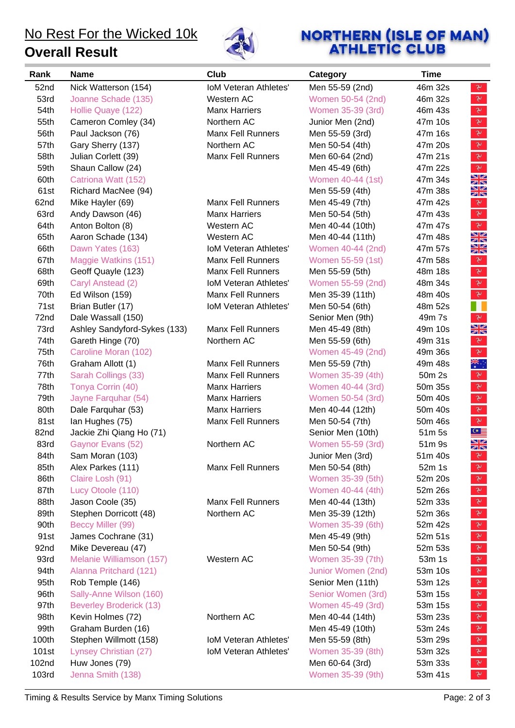# No Rest For the Wicked 10k

## Overall Result

NORTHERN (ISLE OF MAN) ATHLETIC CLUB

| Rank | Name | Club | Category | Time |
|---|---|---|---|---|
| 52nd | Nick Watterson (154) | IoM Veteran Athletes' | Men 55-59 (2nd) | 46m 32s |
| 53rd | Joanne Schade (135) | Western AC | Women 50-54 (2nd) | 46m 32s |
| 54th | Hollie Quaye (122) | Manx Harriers | Women 35-39 (3rd) | 46m 43s |
| 55th | Cameron Comley (34) | Northern AC | Junior Men (2nd) | 47m 10s |
| 56th | Paul Jackson (76) | Manx Fell Runners | Men 55-59 (3rd) | 47m 16s |
| 57th | Gary Sherry (137) | Northern AC | Men 50-54 (4th) | 47m 20s |
| 58th | Julian Corlett (39) | Manx Fell Runners | Men 60-64 (2nd) | 47m 21s |
| 59th | Shaun Callow (24) | | Men 45-49 (6th) | 47m 22s |
| 60th | Catriona Watt (152) | | Women 40-44 (1st) | 47m 34s |
| 61st | Richard MacNee (94) | | Men 55-59 (4th) | 47m 38s |
| 62nd | Mike Hayler (69) | Manx Fell Runners | Men 45-49 (7th) | 47m 42s |
| 63rd | Andy Dawson (46) | Manx Harriers | Men 50-54 (5th) | 47m 43s |
| 64th | Anton Bolton (8) | Western AC | Men 40-44 (10th) | 47m 47s |
| 65th | Aaron Schade (134) | Western AC | Men 40-44 (11th) | 47m 48s |
| 66th | Dawn Yates (163) | IoM Veteran Athletes' | Women 40-44 (2nd) | 47m 57s |
| 67th | Maggie Watkins (151) | Manx Fell Runners | Women 55-59 (1st) | 47m 58s |
| 68th | Geoff Quayle (123) | Manx Fell Runners | Men 55-59 (5th) | 48m 18s |
| 69th | Caryl Anstead (2) | IoM Veteran Athletes' | Women 55-59 (2nd) | 48m 34s |
| 70th | Ed Wilson (159) | Manx Fell Runners | Men 35-39 (11th) | 48m 40s |
| 71st | Brian Butler (17) | IoM Veteran Athletes' | Men 50-54 (6th) | 48m 52s |
| 72nd | Dale Wassall (150) | | Senior Men (9th) | 49m 7s |
| 73rd | Ashley Sandyford-Sykes (133) | Manx Fell Runners | Men 45-49 (8th) | 49m 10s |
| 74th | Gareth Hinge (70) | Northern AC | Men 55-59 (6th) | 49m 31s |
| 75th | Caroline Moran (102) | | Women 45-49 (2nd) | 49m 36s |
| 76th | Graham Allott (1) | Manx Fell Runners | Men 55-59 (7th) | 49m 48s |
| 77th | Sarah Collings (33) | Manx Fell Runners | Women 35-39 (4th) | 50m 2s |
| 78th | Tonya Corrin (40) | Manx Harriers | Women 40-44 (3rd) | 50m 35s |
| 79th | Jayne Farquhar (54) | Manx Harriers | Women 50-54 (3rd) | 50m 40s |
| 80th | Dale Farquhar (53) | Manx Harriers | Men 40-44 (12th) | 50m 40s |
| 81st | Ian Hughes (75) | Manx Fell Runners | Men 50-54 (7th) | 50m 46s |
| 82nd | Jackie Zhi Qiang Ho (71) | | Senior Men (10th) | 51m 5s |
| 83rd | Gaynor Evans (52) | Northern AC | Women 55-59 (3rd) | 51m 9s |
| 84th | Sam Moran (103) | | Junior Men (3rd) | 51m 40s |
| 85th | Alex Parkes (111) | Manx Fell Runners | Men 50-54 (8th) | 52m 1s |
| 86th | Claire Losh (91) | | Women 35-39 (5th) | 52m 20s |
| 87th | Lucy Otoole (110) | | Women 40-44 (4th) | 52m 26s |
| 88th | Jason Coole (35) | Manx Fell Runners | Men 40-44 (13th) | 52m 33s |
| 89th | Stephen Dorricott (48) | Northern AC | Men 35-39 (12th) | 52m 36s |
| 90th | Beccy Miller (99) | | Women 35-39 (6th) | 52m 42s |
| 91st | James Cochrane (31) | | Men 45-49 (9th) | 52m 51s |
| 92nd | Mike Devereau (47) | | Men 50-54 (9th) | 52m 53s |
| 93rd | Melanie Williamson (157) | Western AC | Women 35-39 (7th) | 53m 1s |
| 94th | Alanna Pritchard (121) | | Junior Women (2nd) | 53m 10s |
| 95th | Rob Temple (146) | | Senior Men (11th) | 53m 12s |
| 96th | Sally-Anne Wilson (160) | | Senior Women (3rd) | 53m 15s |
| 97th | Beverley Broderick (13) | | Women 45-49 (3rd) | 53m 15s |
| 98th | Kevin Holmes (72) | Northern AC | Men 40-44 (14th) | 53m 23s |
| 99th | Graham Burden (16) | | Men 45-49 (10th) | 53m 24s |
| 100th | Stephen Willmott (158) | IoM Veteran Athletes' | Men 55-59 (8th) | 53m 29s |
| 101st | Lynsey Christian (27) | IoM Veteran Athletes' | Women 35-39 (8th) | 53m 32s |
| 102nd | Huw Jones (79) | | Men 60-64 (3rd) | 53m 33s |
| 103rd | Jenna Smith (138) | | Women 35-39 (9th) | 53m 41s |

Timing & Results Service by Manx Timing Solutions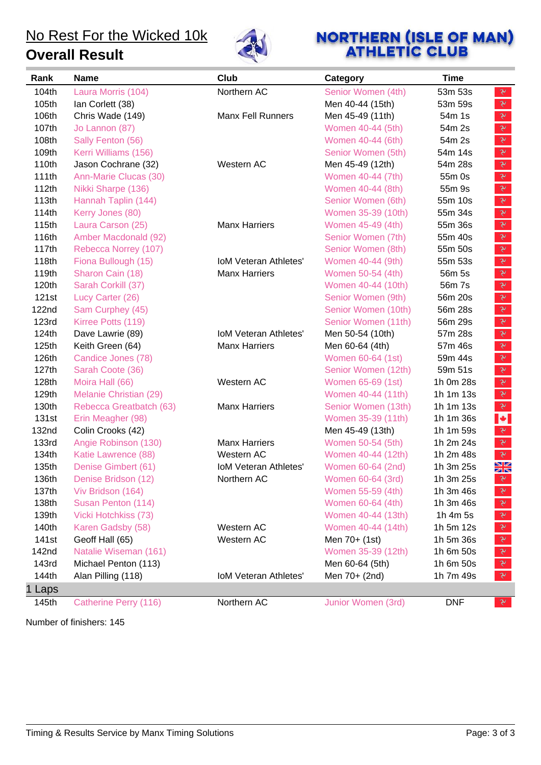# No Rest For the Wicked 10k

## Overall Result

NORTHERN (ISLE OF MAN) ATHLETIC CLUB

| Rank | Name | Club | Category | Time |
|---|---|---|---|---|
| 104th | Laura Morris (104) | Northern AC | Senior Women (4th) | 53m 53s |
| 105th | Ian Corlett (38) | | Men 40-44 (15th) | 53m 59s |
| 106th | Chris Wade (149) | Manx Fell Runners | Men 45-49 (11th) | 54m 1s |
| 107th | Jo Lannon (87) | | Women 40-44 (5th) | 54m 2s |
| 108th | Sally Fenton (56) | | Women 40-44 (6th) | 54m 2s |
| 109th | Kerri Williams (156) | | Senior Women (5th) | 54m 14s |
| 110th | Jason Cochrane (32) | Western AC | Men 45-49 (12th) | 54m 28s |
| 111th | Ann-Marie Clucas (30) | | Women 40-44 (7th) | 55m 0s |
| 112th | Nikki Sharpe (136) | | Women 40-44 (8th) | 55m 9s |
| 113th | Hannah Taplin (144) | | Senior Women (6th) | 55m 10s |
| 114th | Kerry Jones (80) | | Women 35-39 (10th) | 55m 34s |
| 115th | Laura Carson (25) | Manx Harriers | Women 45-49 (4th) | 55m 36s |
| 116th | Amber Macdonald (92) | | Senior Women (7th) | 55m 40s |
| 117th | Rebecca Norrey (107) | | Senior Women (8th) | 55m 50s |
| 118th | Fiona Bullough (15) | IoM Veteran Athletes' | Women 40-44 (9th) | 55m 53s |
| 119th | Sharon Cain (18) | Manx Harriers | Women 50-54 (4th) | 56m 5s |
| 120th | Sarah Corkill (37) | | Women 40-44 (10th) | 56m 7s |
| 121st | Lucy Carter (26) | | Senior Women (9th) | 56m 20s |
| 122nd | Sam Curphey (45) | | Senior Women (10th) | 56m 28s |
| 123rd | Kirree Potts (119) | | Senior Women (11th) | 56m 29s |
| 124th | Dave Lawrie (89) | IoM Veteran Athletes' | Men 50-54 (10th) | 57m 28s |
| 125th | Keith Green (64) | Manx Harriers | Men 60-64 (4th) | 57m 46s |
| 126th | Candice Jones (78) | | Women 60-64 (1st) | 59m 44s |
| 127th | Sarah Coote (36) | | Senior Women (12th) | 59m 51s |
| 128th | Moira Hall (66) | Western AC | Women 65-69 (1st) | 1h 0m 28s |
| 129th | Melanie Christian (29) | | Women 40-44 (11th) | 1h 1m 13s |
| 130th | Rebecca Greatbatch (63) | Manx Harriers | Senior Women (13th) | 1h 1m 13s |
| 131st | Erin Meagher (98) | | Women 35-39 (11th) | 1h 1m 36s |
| 132nd | Colin Crooks (42) | | Men 45-49 (13th) | 1h 1m 59s |
| 133rd | Angie Robinson (130) | Manx Harriers | Women 50-54 (5th) | 1h 2m 24s |
| 134th | Katie Lawrence (88) | Western AC | Women 40-44 (12th) | 1h 2m 48s |
| 135th | Denise Gimbert (61) | IoM Veteran Athletes' | Women 60-64 (2nd) | 1h 3m 25s |
| 136th | Denise Bridson (12) | Northern AC | Women 60-64 (3rd) | 1h 3m 25s |
| 137th | Viv Bridson (164) | | Women 55-59 (4th) | 1h 3m 46s |
| 138th | Susan Penton (114) | | Women 60-64 (4th) | 1h 3m 46s |
| 139th | Vicki Hotchkiss (73) | | Women 40-44 (13th) | 1h 4m 5s |
| 140th | Karen Gadsby (58) | Western AC | Women 40-44 (14th) | 1h 5m 12s |
| 141st | Geoff Hall (65) | Western AC | Men 70+ (1st) | 1h 5m 36s |
| 142nd | Natalie Wiseman (161) | | Women 35-39 (12th) | 1h 6m 50s |
| 143rd | Michael Penton (113) | | Men 60-64 (5th) | 1h 6m 50s |
| 144th | Alan Pilling (118) | IoM Veteran Athletes' | Men 70+ (2nd) | 1h 7m 49s |
| **1 Laps** | | | | |
| 145th | Catherine Perry (116) | Northern AC | Junior Women (3rd) | DNF |

Number of finishers: 145

Timing & Results Service by Manx Timing Solutions